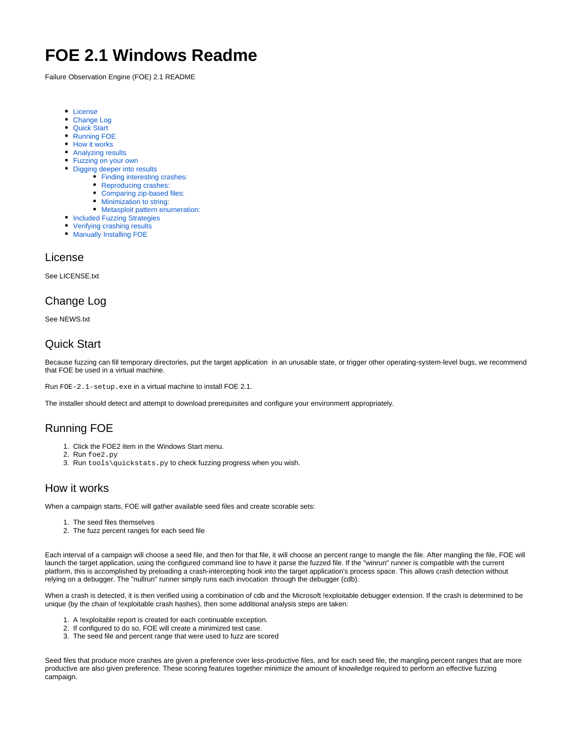# FOE 2.1 Windows Readme

Failure Observation Engine (FOE) 2.1 README

- License
- Change Log
- Quick Start
- Running FOE
- How it works
- Analyzing results
- Fuzzing on your own
- Digging deeper into results
  - Finding interesting crashes:
  - Reproducing crashes:
  - Comparing zip-based files:
  - Minimization to string:
  - Metasploit pattern enumeration:
- Included Fuzzing Strategies
- Verifying crashing results
- Manually Installing FOE

## License

See LICENSE.txt

## Change Log

See NEWS.txt

## Quick Start

Because fuzzing can fill temporary directories, put the target application in an unusable state, or trigger other operating-system-level bugs, we recommend that FOE be used in a virtual machine.

Run `FOE-2.1-setup.exe` in a virtual machine to install FOE 2.1.

The installer should detect and attempt to download prerequisites and configure your environment appropriately.

## Running FOE

1. Click the FOE2 item in the Windows Start menu.
2. Run `foe2.py`
3. Run `tools\quickstats.py` to check fuzzing progress when you wish.

## How it works

When a campaign starts, FOE will gather available seed files and create scorable sets:

1. The seed files themselves
2. The fuzz percent ranges for each seed file

Each interval of a campaign will choose a seed file, and then for that file, it will choose an percent range to mangle the file. After mangling the file, FOE will launch the target application, using the configured command line to have it parse the fuzzed file. If the "winrun" runner is compatible with the current platform, this is accomplished by preloading a crash-intercepting hook into the target application's process space. This allows crash detection without relying on a debugger. The "nullrun" runner simply runs each invocation through the debugger (cdb).

When a crash is detected, it is then verified using a combination of cdb and the Microsoft !exploitable debugger extension. If the crash is determined to be unique (by the chain of !exploitable crash hashes), then some additional analysis steps are taken:

1. A !exploitable report is created for each continuable exception.
2. If configured to do so, FOE will create a minimized test case.
3. The seed file and percent range that were used to fuzz are scored

Seed files that produce more crashes are given a preference over less-productive files, and for each seed file, the mangling percent ranges that are more productive are also given preference. These scoring features together minimize the amount of knowledge required to perform an effective fuzzing campaign.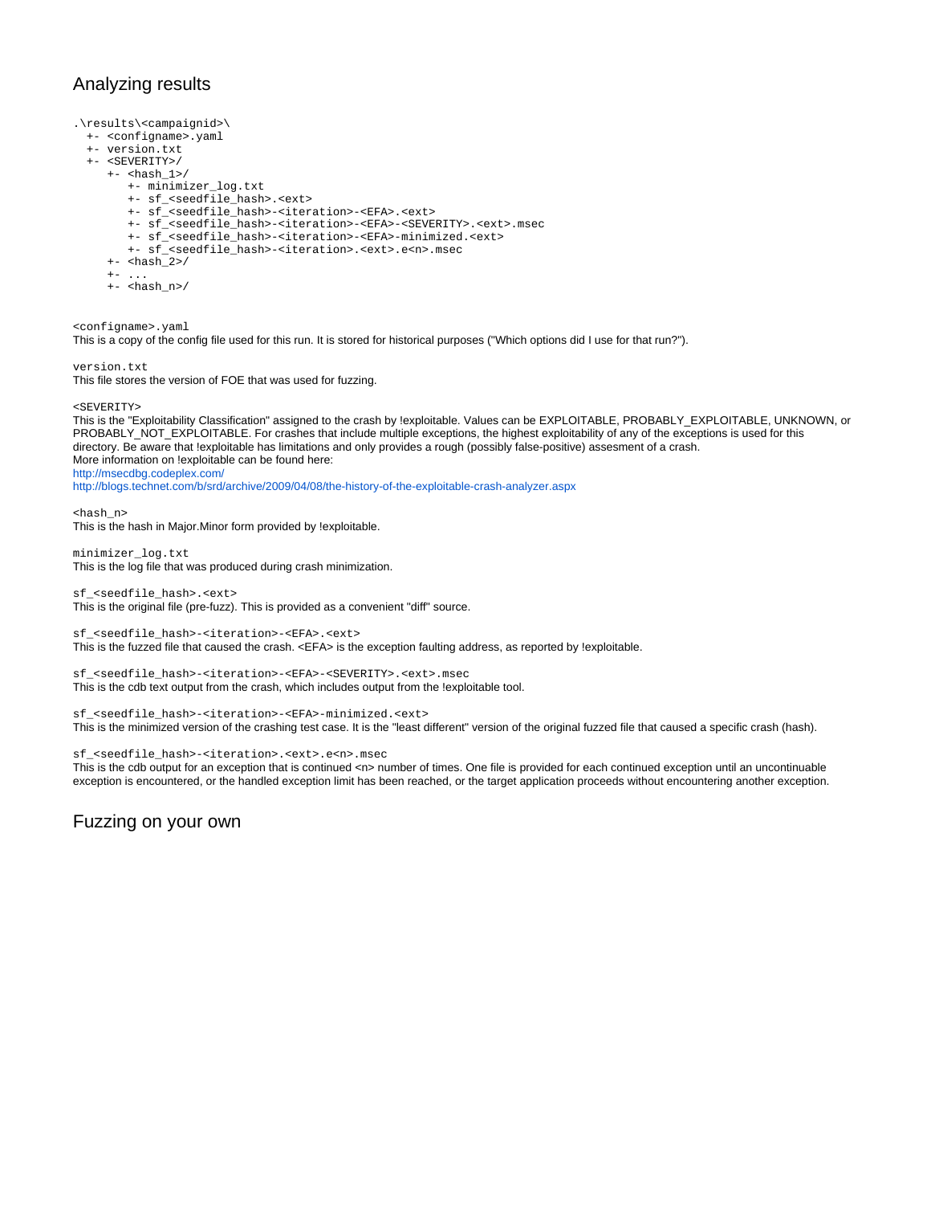## Analyzing results

```
.\results\<campaignid>\
  +- <configname>.yaml
  +- version.txt
  +- <SEVERITY>/
     +- <hash_1>/
        +- minimizer_log.txt
        +- sf_<seedfile_hash>.<ext>
        +- sf_<seedfile_hash>-<iteration>-<EFA>.<ext>
        +- sf_<seedfile_hash>-<iteration>-<EFA>-<SEVERITY>.<ext>.msec
        +- sf_<seedfile_hash>-<iteration>-<EFA>-minimized.<ext>
        +- sf_<seedfile_hash>-<iteration>.<ext>.e<n>.msec
     +- <hash_2>/
     +- ...
     +- <hash_n>/
```

`<configname>.yaml`
This is a copy of the config file used for this run. It is stored for historical purposes ("Which options did I use for that run?").

`version.txt`
This file stores the version of FOE that was used for fuzzing.

`<SEVERITY>`
This is the "Exploitability Classification" assigned to the crash by !exploitable. Values can be EXPLOITABLE, PROBABLY_EXPLOITABLE, UNKNOWN, or PROBABLY_NOT_EXPLOITABLE. For crashes that include multiple exceptions, the highest exploitability of any of the exceptions is used for this directory. Be aware that !exploitable has limitations and only provides a rough (possibly false-positive) assesment of a crash.
More information on !exploitable can be found here:
http://msecdbg.codeplex.com/
http://blogs.technet.com/b/srd/archive/2009/04/08/the-history-of-the-exploitable-crash-analyzer.aspx

`<hash_n>`
This is the hash in Major.Minor form provided by !exploitable.

`minimizer_log.txt`
This is the log file that was produced during crash minimization.

`sf_<seedfile_hash>.<ext>`
This is the original file (pre-fuzz). This is provided as a convenient "diff" source.

`sf_<seedfile_hash>-<iteration>-<EFA>.<ext>`
This is the fuzzed file that caused the crash. <EFA> is the exception faulting address, as reported by !exploitable.

`sf_<seedfile_hash>-<iteration>-<EFA>-<SEVERITY>.<ext>.msec`
This is the cdb text output from the crash, which includes output from the !exploitable tool.

`sf_<seedfile_hash>-<iteration>-<EFA>-minimized.<ext>`
This is the minimized version of the crashing test case. It is the "least different" version of the original fuzzed file that caused a specific crash (hash).

`sf_<seedfile_hash>-<iteration>.<ext>.e<n>.msec`
This is the cdb output for an exception that is continued <n> number of times. One file is provided for each continued exception until an uncontinuable exception is encountered, or the handled exception limit has been reached, or the target application proceeds without encountering another exception.

## Fuzzing on your own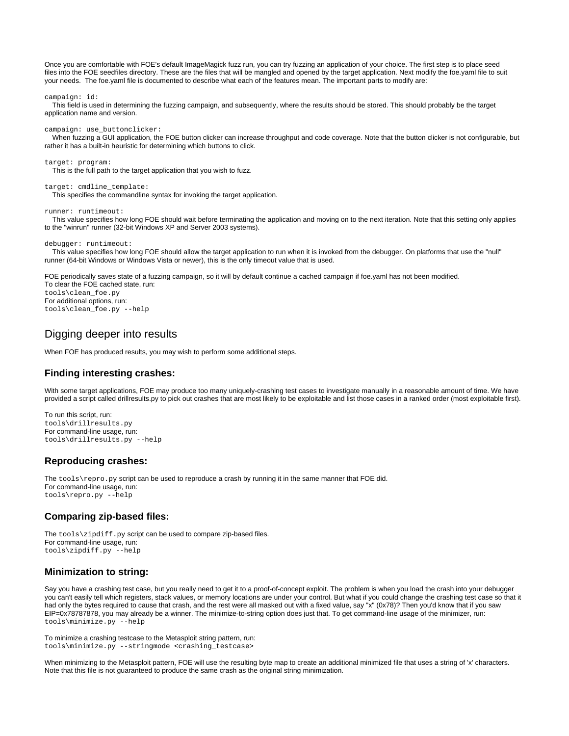Once you are comfortable with FOE's default ImageMagick fuzz run, you can try fuzzing an application of your choice. The first step is to place seed files into the FOE seedfiles directory. These are the files that will be mangled and opened by the target application. Next modify the foe.yaml file to suit your needs. The foe.yaml file is documented to describe what each of the features mean. The important parts to modify are:

`campaign: id:`
This field is used in determining the fuzzing campaign, and subsequently, where the results should be stored. This should probably be the target application name and version.

`campaign: use_buttonclicker:`
When fuzzing a GUI application, the FOE button clicker can increase throughput and code coverage. Note that the button clicker is not configurable, but rather it has a built-in heuristic for determining which buttons to click.

`target: program:`
This is the full path to the target application that you wish to fuzz.

`target: cmdline_template:`
This specifies the commandline syntax for invoking the target application.

`runner: runtimeout:`
This value specifies how long FOE should wait before terminating the application and moving on to the next iteration. Note that this setting only applies to the "winrun" runner (32-bit Windows XP and Server 2003 systems).

`debugger: runtimeout:`
This value specifies how long FOE should allow the target application to run when it is invoked from the debugger. On platforms that use the "null" runner (64-bit Windows or Windows Vista or newer), this is the only timeout value that is used.

FOE periodically saves state of a fuzzing campaign, so it will by default continue a cached campaign if foe.yaml has not been modified.
To clear the FOE cached state, run:
`tools\clean_foe.py`
For additional options, run:
`tools\clean_foe.py --help`

## Digging deeper into results

When FOE has produced results, you may wish to perform some additional steps.

### Finding interesting crashes:

With some target applications, FOE may produce too many uniquely-crashing test cases to investigate manually in a reasonable amount of time. We have provided a script called drillresults.py to pick out crashes that are most likely to be exploitable and list those cases in a ranked order (most exploitable first).

To run this script, run:
`tools\drillresults.py`
For command-line usage, run:
`tools\drillresults.py --help`

### Reproducing crashes:

The `tools\repro.py` script can be used to reproduce a crash by running it in the same manner that FOE did.
For command-line usage, run:
`tools\repro.py --help`

### Comparing zip-based files:

The `tools\zipdiff.py` script can be used to compare zip-based files.
For command-line usage, run:
`tools\zipdiff.py --help`

### Minimization to string:

Say you have a crashing test case, but you really need to get it to a proof-of-concept exploit. The problem is when you load the crash into your debugger you can't easily tell which registers, stack values, or memory locations are under your control. But what if you could change the crashing test case so that it had only the bytes required to cause that crash, and the rest were all masked out with a fixed value, say "x" (0x78)? Then you'd know that if you saw EIP=0x78787878, you may already be a winner. The minimize-to-string option does just that. To get command-line usage of the minimizer, run:
`tools\minimize.py --help`

To minimize a crashing testcase to the Metasploit string pattern, run:
`tools\minimize.py --stringmode <crashing_testcase>`

When minimizing to the Metasploit pattern, FOE will use the resulting byte map to create an additional minimized file that uses a string of 'x' characters. Note that this file is not guaranteed to produce the same crash as the original string minimization.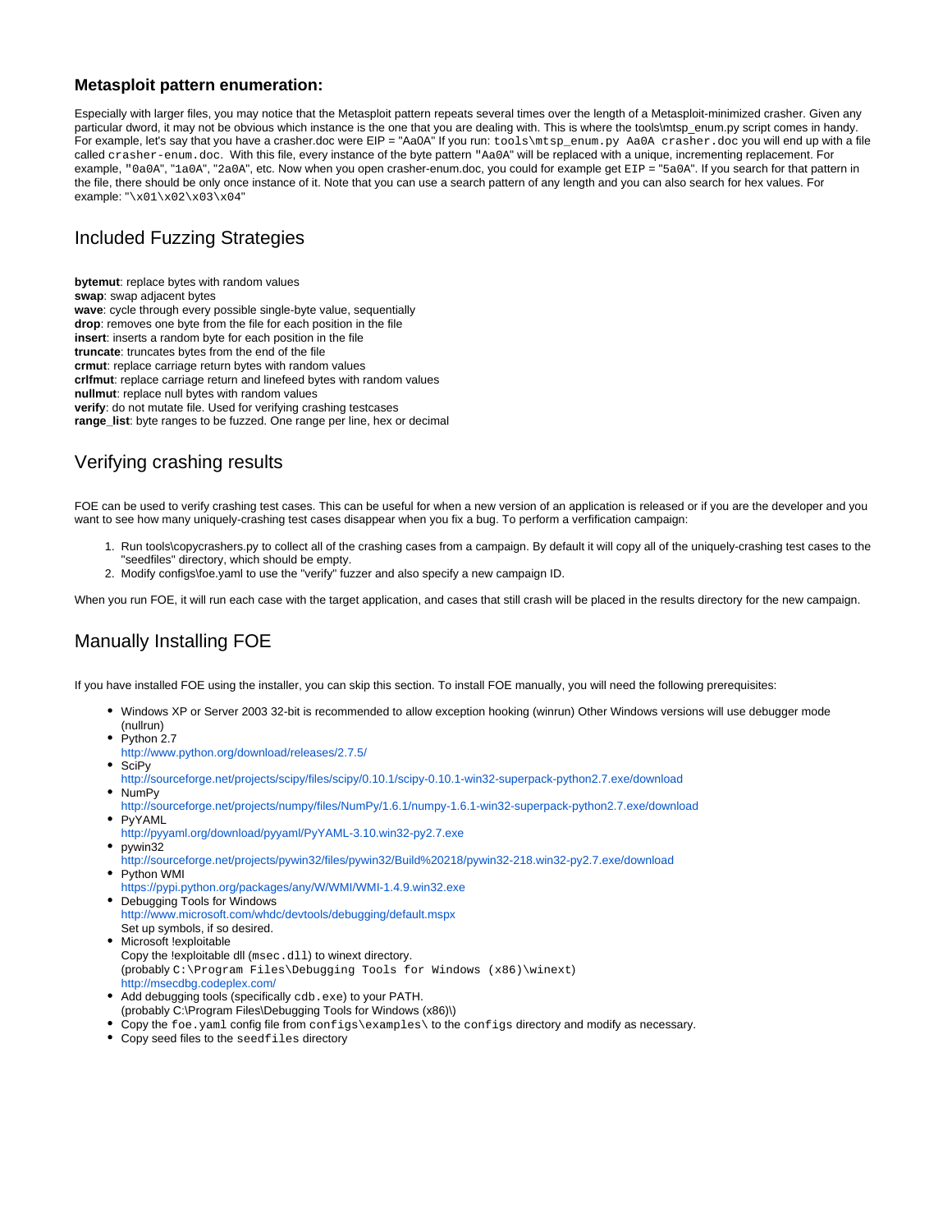### Metasploit pattern enumeration:

Especially with larger files, you may notice that the Metasploit pattern repeats several times over the length of a Metasploit-minimized crasher. Given any particular dword, it may not be obvious which instance is the one that you are dealing with. This is where the tools\mtsp_enum.py script comes in handy. For example, let's say that you have a crasher.doc were EIP = "Aa0A" If you run: `tools\mtsp_enum.py Aa0A crasher.doc` you will end up with a file called `crasher-enum.doc`. With this file, every instance of the byte pattern "`Aa0A`" will be replaced with a unique, incrementing replacement. For example, "`0a0A`", "`1a0A`", "`2a0A`", etc. Now when you open crasher-enum.doc, you could for example get `EIP` = "`5a0A`". If you search for that pattern in the file, there should be only once instance of it. Note that you can use a search pattern of any length and you can also search for hex values. For example: "`\x01\x02\x03\x04`"

## Included Fuzzing Strategies

**bytemut**: replace bytes with random values
**swap**: swap adjacent bytes
**wave**: cycle through every possible single-byte value, sequentially
**drop**: removes one byte from the file for each position in the file
**insert**: inserts a random byte for each position in the file
**truncate**: truncates bytes from the end of the file
**crmut**: replace carriage return bytes with random values
**crlfmut**: replace carriage return and linefeed bytes with random values
**nullmut**: replace null bytes with random values
**verify**: do not mutate file. Used for verifying crashing testcases
**range_list**: byte ranges to be fuzzed. One range per line, hex or decimal

## Verifying crashing results

FOE can be used to verify crashing test cases. This can be useful for when a new version of an application is released or if you are the developer and you want to see how many uniquely-crashing test cases disappear when you fix a bug. To perform a verfification campaign:

1. Run tools\copycrashers.py to collect all of the crashing cases from a campaign. By default it will copy all of the uniquely-crashing test cases to the "seedfiles" directory, which should be empty.
2. Modify configs\foe.yaml to use the "verify" fuzzer and also specify a new campaign ID.

When you run FOE, it will run each case with the target application, and cases that still crash will be placed in the results directory for the new campaign.

## Manually Installing FOE

If you have installed FOE using the installer, you can skip this section. To install FOE manually, you will need the following prerequisites:

- Windows XP or Server 2003 32-bit is recommended to allow exception hooking (winrun) Other Windows versions will use debugger mode (nullrun)
- Python 2.7
  http://www.python.org/download/releases/2.7.5/
- SciPy
  http://sourceforge.net/projects/scipy/files/scipy/0.10.1/scipy-0.10.1-win32-superpack-python2.7.exe/download
- NumPy
  http://sourceforge.net/projects/numpy/files/NumPy/1.6.1/numpy-1.6.1-win32-superpack-python2.7.exe/download
- PyYAML
  http://pyyaml.org/download/pyyaml/PyYAML-3.10.win32-py2.7.exe
- pywin32
  http://sourceforge.net/projects/pywin32/files/pywin32/Build%20218/pywin32-218.win32-py2.7.exe/download
- Python WMI
  https://pypi.python.org/packages/any/W/WMI/WMI-1.4.9.win32.exe
- Debugging Tools for Windows
  http://www.microsoft.com/whdc/devtools/debugging/default.mspx
  Set up symbols, if so desired.
- Microsoft !exploitable
  Copy the !exploitable dll (`msec.dll`) to winext directory.
  (probably `C:\Program Files\Debugging Tools for Windows (x86)\winext`)
  http://msecdbg.codeplex.com/
- Add debugging tools (specifically `cdb.exe`) to your PATH.
  (probably C:\Program Files\Debugging Tools for Windows (x86)\)
- Copy the `foe.yaml` config file from `configs\examples\` to the `configs` directory and modify as necessary.
- Copy seed files to the `seedfiles` directory